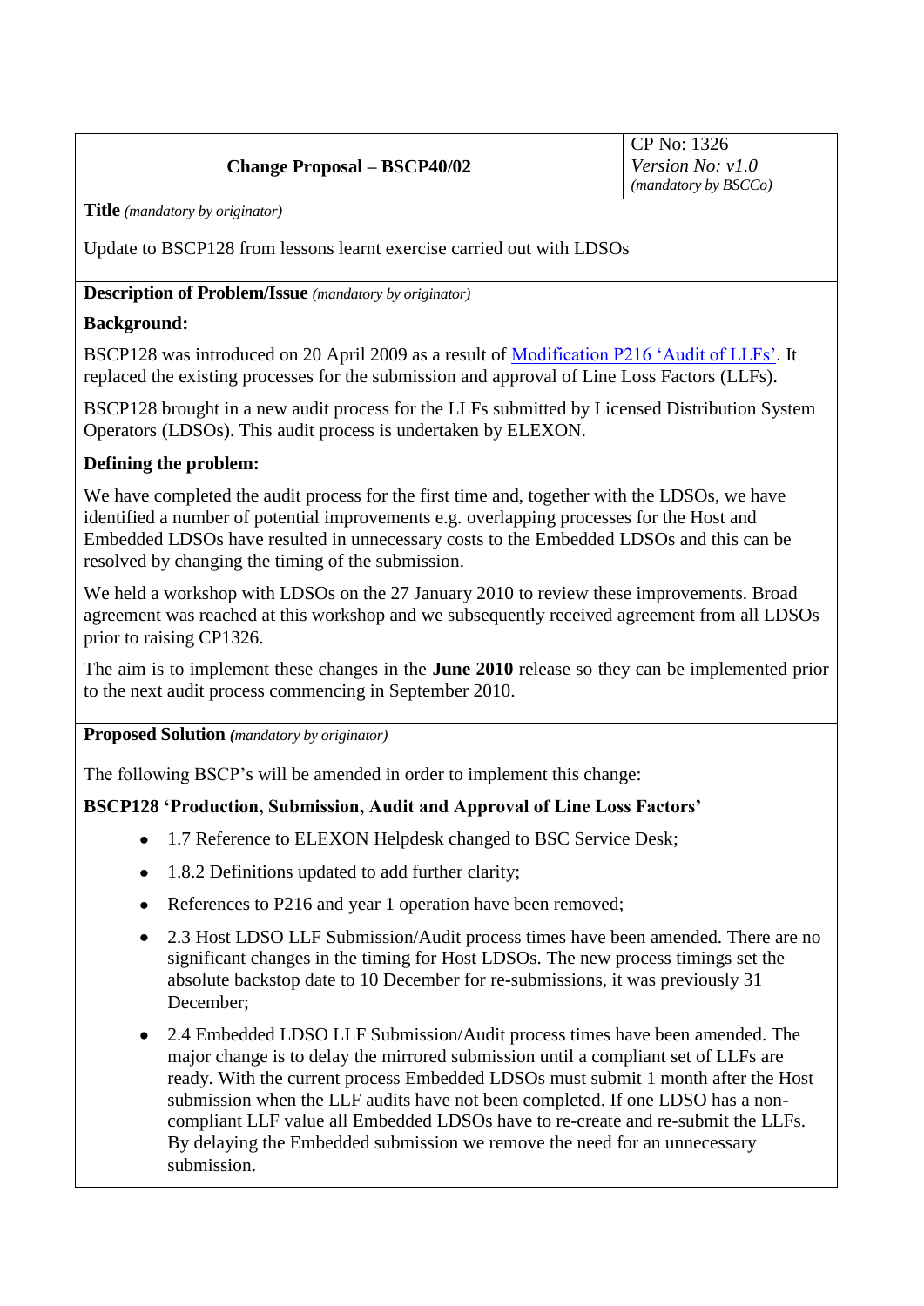| Change Proposal – BSCP40/02 | CP No: 1326<br>*Version No: v1.0*<br>*(mandatory by BSCCo)* |
|---|---|

**Title** *(mandatory by originator)*

Update to BSCP128 from lessons learnt exercise carried out with LDSOs

**Description of Problem/Issue** *(mandatory by originator)*

**Background:**

BSCP128 was introduced on 20 April 2009 as a result of [Modification P216 'Audit of LLFs'](). It replaced the existing processes for the submission and approval of Line Loss Factors (LLFs).

BSCP128 brought in a new audit process for the LLFs submitted by Licensed Distribution System Operators (LDSOs). This audit process is undertaken by ELEXON.

**Defining the problem:**

We have completed the audit process for the first time and, together with the LDSOs, we have identified a number of potential improvements e.g. overlapping processes for the Host and Embedded LDSOs have resulted in unnecessary costs to the Embedded LDSOs and this can be resolved by changing the timing of the submission.

We held a workshop with LDSOs on the 27 January 2010 to review these improvements. Broad agreement was reached at this workshop and we subsequently received agreement from all LDSOs prior to raising CP1326.

The aim is to implement these changes in the **June 2010** release so they can be implemented prior to the next audit process commencing in September 2010.

**Proposed Solution** *(mandatory by originator)*

The following BSCP's will be amended in order to implement this change:

**BSCP128 'Production, Submission, Audit and Approval of Line Loss Factors'**

- 1.7 Reference to ELEXON Helpdesk changed to BSC Service Desk;
- 1.8.2 Definitions updated to add further clarity;
- References to P216 and year 1 operation have been removed;
- 2.3 Host LDSO LLF Submission/Audit process times have been amended. There are no significant changes in the timing for Host LDSOs. The new process timings set the absolute backstop date to 10 December for re-submissions, it was previously 31 December;
- 2.4 Embedded LDSO LLF Submission/Audit process times have been amended. The major change is to delay the mirrored submission until a compliant set of LLFs are ready. With the current process Embedded LDSOs must submit 1 month after the Host submission when the LLF audits have not been completed. If one LDSO has a non-compliant LLF value all Embedded LDSOs have to re-create and re-submit the LLFs. By delaying the Embedded submission we remove the need for an unnecessary submission.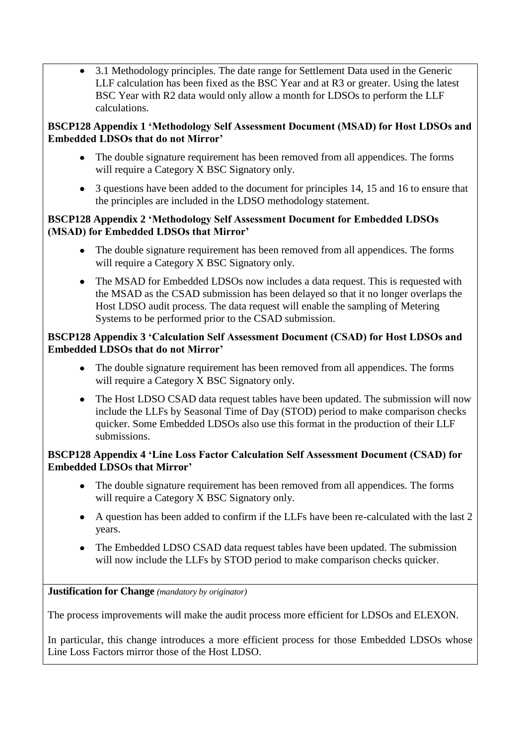- 3.1 Methodology principles. The date range for Settlement Data used in the Generic LLF calculation has been fixed as the BSC Year and at R3 or greater. Using the latest BSC Year with R2 data would only allow a month for LDSOs to perform the LLF calculations.

**BSCP128 Appendix 1 'Methodology Self Assessment Document (MSAD) for Host LDSOs and Embedded LDSOs that do not Mirror'**

- The double signature requirement has been removed from all appendices. The forms will require a Category X BSC Signatory only.
- 3 questions have been added to the document for principles 14, 15 and 16 to ensure that the principles are included in the LDSO methodology statement.

**BSCP128 Appendix 2 'Methodology Self Assessment Document for Embedded LDSOs (MSAD) for Embedded LDSOs that Mirror'**

- The double signature requirement has been removed from all appendices. The forms will require a Category X BSC Signatory only.
- The MSAD for Embedded LDSOs now includes a data request. This is requested with the MSAD as the CSAD submission has been delayed so that it no longer overlaps the Host LDSO audit process. The data request will enable the sampling of Metering Systems to be performed prior to the CSAD submission.

**BSCP128 Appendix 3 'Calculation Self Assessment Document (CSAD) for Host LDSOs and Embedded LDSOs that do not Mirror'**

- The double signature requirement has been removed from all appendices. The forms will require a Category X BSC Signatory only.
- The Host LDSO CSAD data request tables have been updated. The submission will now include the LLFs by Seasonal Time of Day (STOD) period to make comparison checks quicker. Some Embedded LDSOs also use this format in the production of their LLF submissions.

**BSCP128 Appendix 4 'Line Loss Factor Calculation Self Assessment Document (CSAD) for Embedded LDSOs that Mirror'**

- The double signature requirement has been removed from all appendices. The forms will require a Category X BSC Signatory only.
- A question has been added to confirm if the LLFs have been re-calculated with the last 2 years.
- The Embedded LDSO CSAD data request tables have been updated. The submission will now include the LLFs by STOD period to make comparison checks quicker.

**Justification for Change** *(mandatory by originator)*

The process improvements will make the audit process more efficient for LDSOs and ELEXON.

In particular, this change introduces a more efficient process for those Embedded LDSOs whose Line Loss Factors mirror those of the Host LDSO.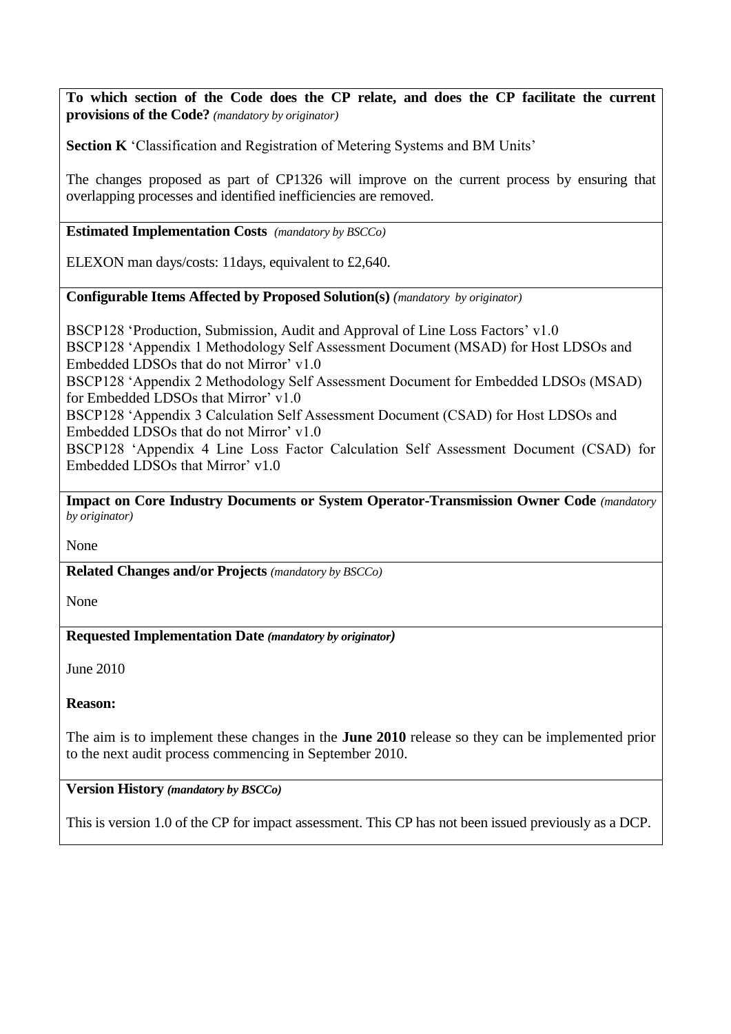**To which section of the Code does the CP relate, and does the CP facilitate the current provisions of the Code?** *(mandatory by originator)*

**Section K** 'Classification and Registration of Metering Systems and BM Units'

The changes proposed as part of CP1326 will improve on the current process by ensuring that overlapping processes and identified inefficiencies are removed.

**Estimated Implementation Costs** *(mandatory by BSCCo)*

ELEXON man days/costs: 11days, equivalent to £2,640.

**Configurable Items Affected by Proposed Solution(s)** *(mandatory by originator)*

BSCP128 'Production, Submission, Audit and Approval of Line Loss Factors' v1.0
BSCP128 'Appendix 1 Methodology Self Assessment Document (MSAD) for Host LDSOs and Embedded LDSOs that do not Mirror' v1.0
BSCP128 'Appendix 2 Methodology Self Assessment Document for Embedded LDSOs (MSAD) for Embedded LDSOs that Mirror' v1.0
BSCP128 'Appendix 3 Calculation Self Assessment Document (CSAD) for Host LDSOs and Embedded LDSOs that do not Mirror' v1.0
BSCP128 'Appendix 4 Line Loss Factor Calculation Self Assessment Document (CSAD) for Embedded LDSOs that Mirror' v1.0

**Impact on Core Industry Documents or System Operator-Transmission Owner Code** *(mandatory by originator)*

None

**Related Changes and/or Projects** *(mandatory by BSCCo)*

None

**Requested Implementation Date** ***(mandatory by originator)***

June 2010

**Reason:**

The aim is to implement these changes in the **June 2010** release so they can be implemented prior to the next audit process commencing in September 2010.

**Version History** ***(mandatory by BSCCo)***

This is version 1.0 of the CP for impact assessment. This CP has not been issued previously as a DCP.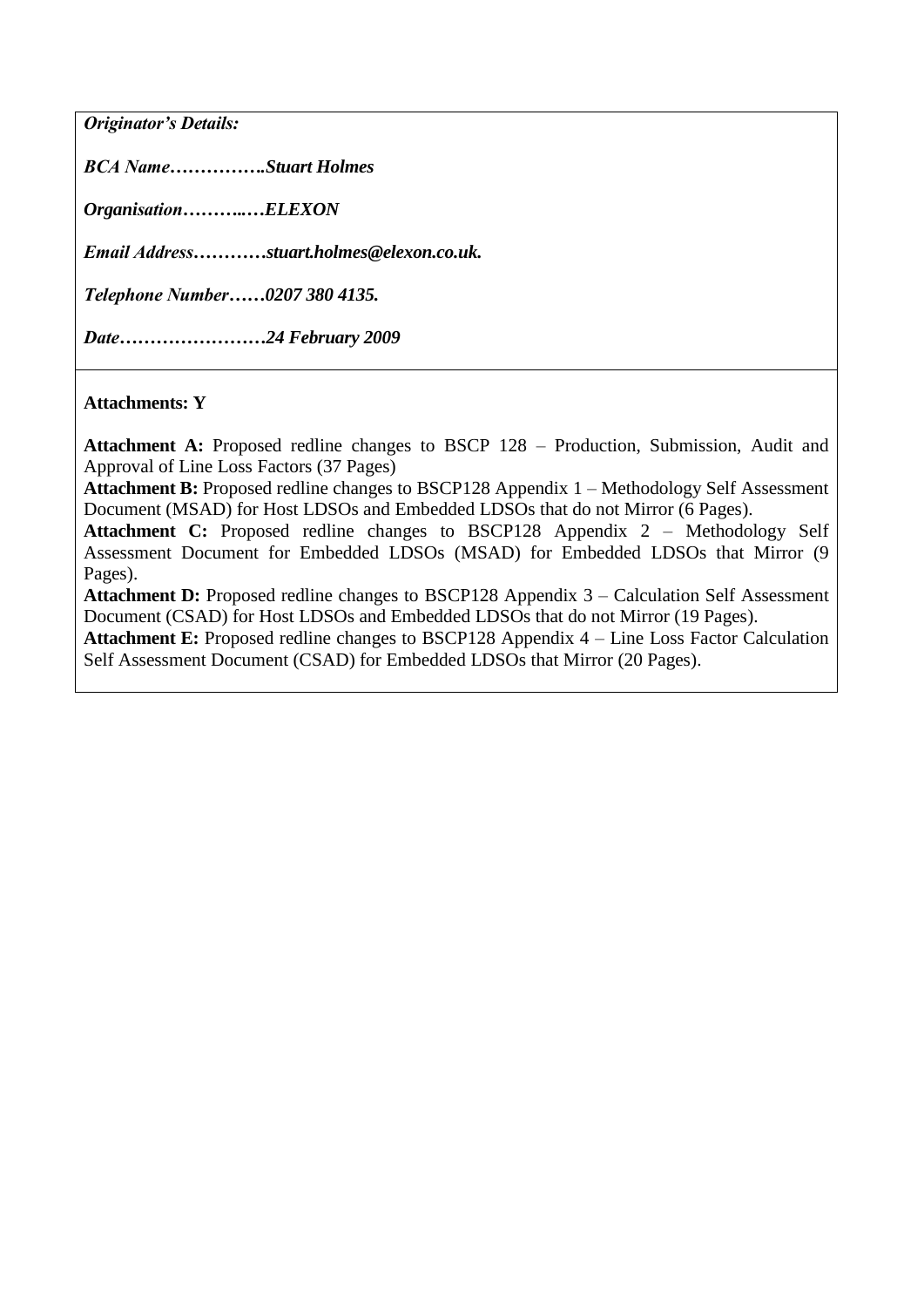***Originator's Details:***

***BCA Name…………….Stuart Holmes***

***Organisation………..…ELEXON***

***Email Address…………stuart.holmes@elexon.co.uk.***

***Telephone Number……0207 380 4135.***

***Date……………………24 February 2009***

**Attachments: Y**

**Attachment A:** Proposed redline changes to BSCP 128 – Production, Submission, Audit and Approval of Line Loss Factors (37 Pages)

**Attachment B:** Proposed redline changes to BSCP128 Appendix 1 – Methodology Self Assessment Document (MSAD) for Host LDSOs and Embedded LDSOs that do not Mirror (6 Pages).

**Attachment C:** Proposed redline changes to BSCP128 Appendix 2 – Methodology Self Assessment Document for Embedded LDSOs (MSAD) for Embedded LDSOs that Mirror (9 Pages).

**Attachment D:** Proposed redline changes to BSCP128 Appendix 3 – Calculation Self Assessment Document (CSAD) for Host LDSOs and Embedded LDSOs that do not Mirror (19 Pages).

**Attachment E:** Proposed redline changes to BSCP128 Appendix 4 – Line Loss Factor Calculation Self Assessment Document (CSAD) for Embedded LDSOs that Mirror (20 Pages).